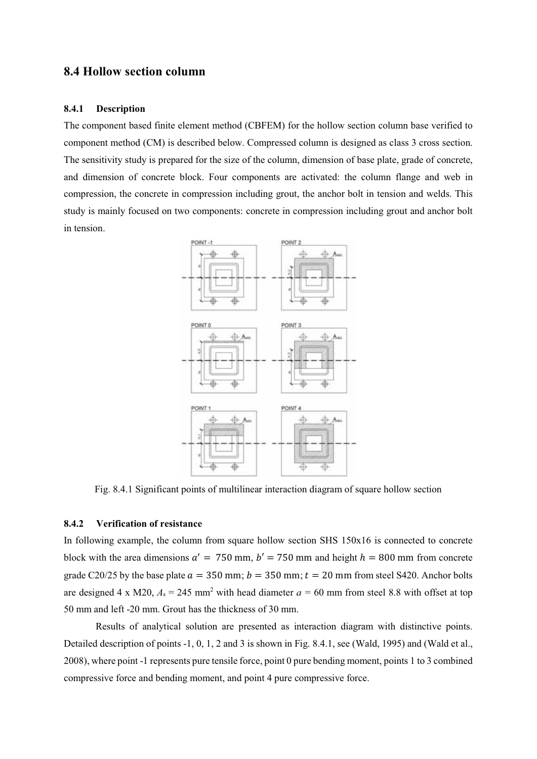## 8.4 Hollow section column

### 8.4.1 Description

The component based finite element method (CBFEM) for the hollow section column base verified to component method (CM) is described below. Compressed column is designed as class 3 cross section. The sensitivity study is prepared for the size of the column, dimension of base plate, grade of concrete, and dimension of concrete block. Four components are activated: the column flange and web in compression, the concrete in compression including grout, the anchor bolt in tension and welds. This study is mainly focused on two components: concrete in compression including grout and anchor bolt in tension.

Fig. 8.4.1 Significant points of multilinear interaction diagram of square hollow section

### 8.4.2 Verification of resistance

In following example, the column from square hollow section SHS 150x16 is connected to concrete block with the area dimensions $a' = 750$ mm, $b' = 750$ mm and height $h = 800$ mm from concrete grade C20/25 by the base plate $a = 350$ mm; $b = 350$ mm; $t = 20$ mm from steel S420. Anchor bolts are designed 4 x M20, $A_s = 245$ mm$^2$ with head diameter $a = 60$ mm from steel 8.8 with offset at top 50 mm and left -20 mm. Grout has the thickness of 30 mm.

Results of analytical solution are presented as interaction diagram with distinctive points. Detailed description of points -1, 0, 1, 2 and 3 is shown in Fig. 8.4.1, see (Wald, 1995) and (Wald et al., 2008), where point -1 represents pure tensile force, point 0 pure bending moment, points 1 to 3 combined compressive force and bending moment, and point 4 pure compressive force.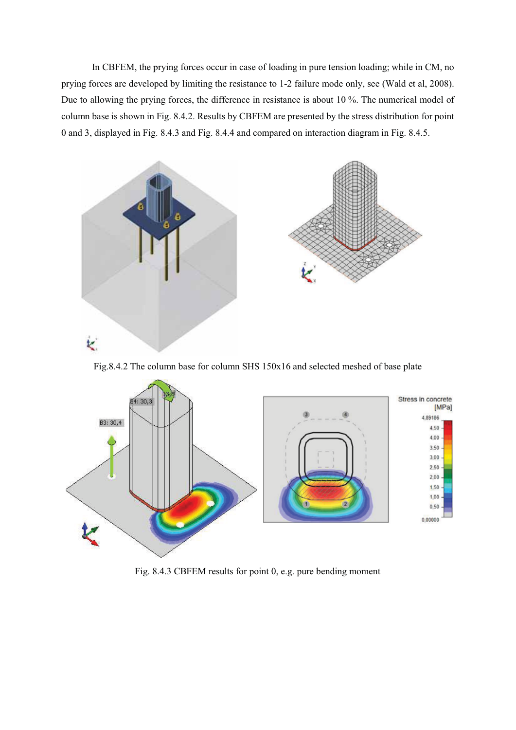In CBFEM, the prying forces occur in case of loading in pure tension loading; while in CM, no prying forces are developed by limiting the resistance to 1-2 failure mode only, see (Wald et al, 2008). Due to allowing the prying forces, the difference in resistance is about 10 %. The numerical model of column base is shown in Fig. 8.4.2. Results by CBFEM are presented by the stress distribution for point 0 and 3, displayed in Fig. 8.4.3 and Fig. 8.4.4 and compared on interaction diagram in Fig. 8.4.5.

Fig.8.4.2 The column base for column SHS 150x16 and selected meshed of base plate

Fig. 8.4.3 CBFEM results for point 0, e.g. pure bending moment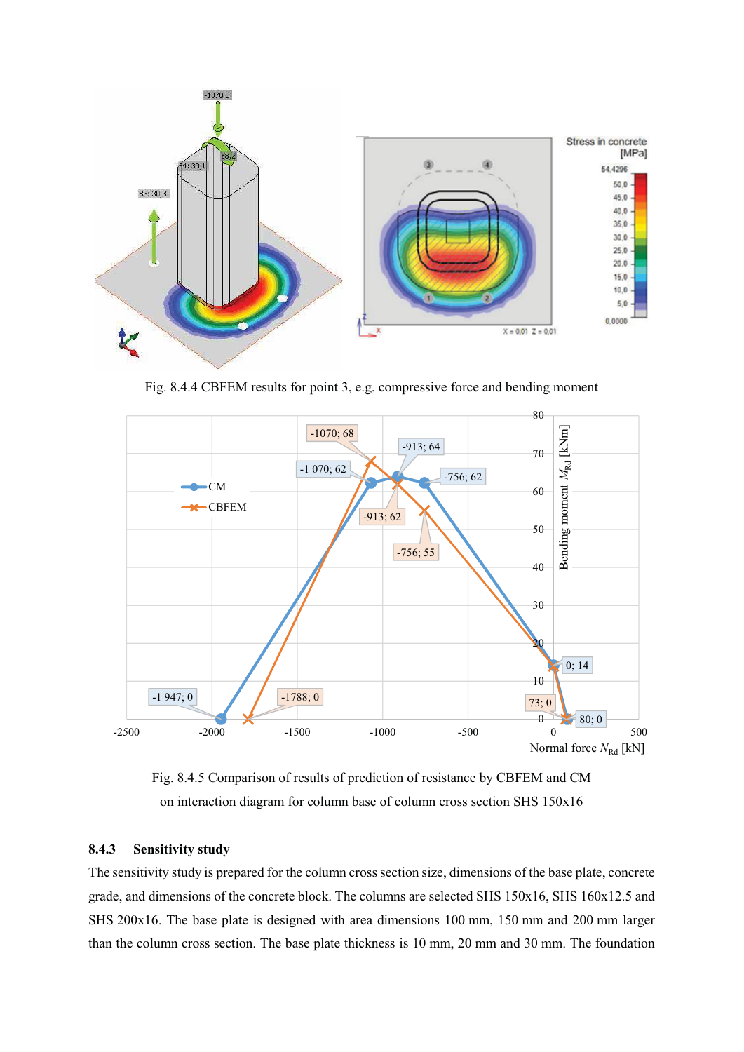Fig. 8.4.4 CBFEM results for point 3, e.g. compressive force and bending moment

Fig. 8.4.5 Comparison of results of prediction of resistance by CBFEM and CM on interaction diagram for column base of column cross section SHS 150x16

### 8.4.3 Sensitivity study

The sensitivity study is prepared for the column cross section size, dimensions of the base plate, concrete grade, and dimensions of the concrete block. The columns are selected SHS 150x16, SHS 160x12.5 and SHS 200x16. The base plate is designed with area dimensions 100 mm, 150 mm and 200 mm larger than the column cross section. The base plate thickness is 10 mm, 20 mm and 30 mm. The foundation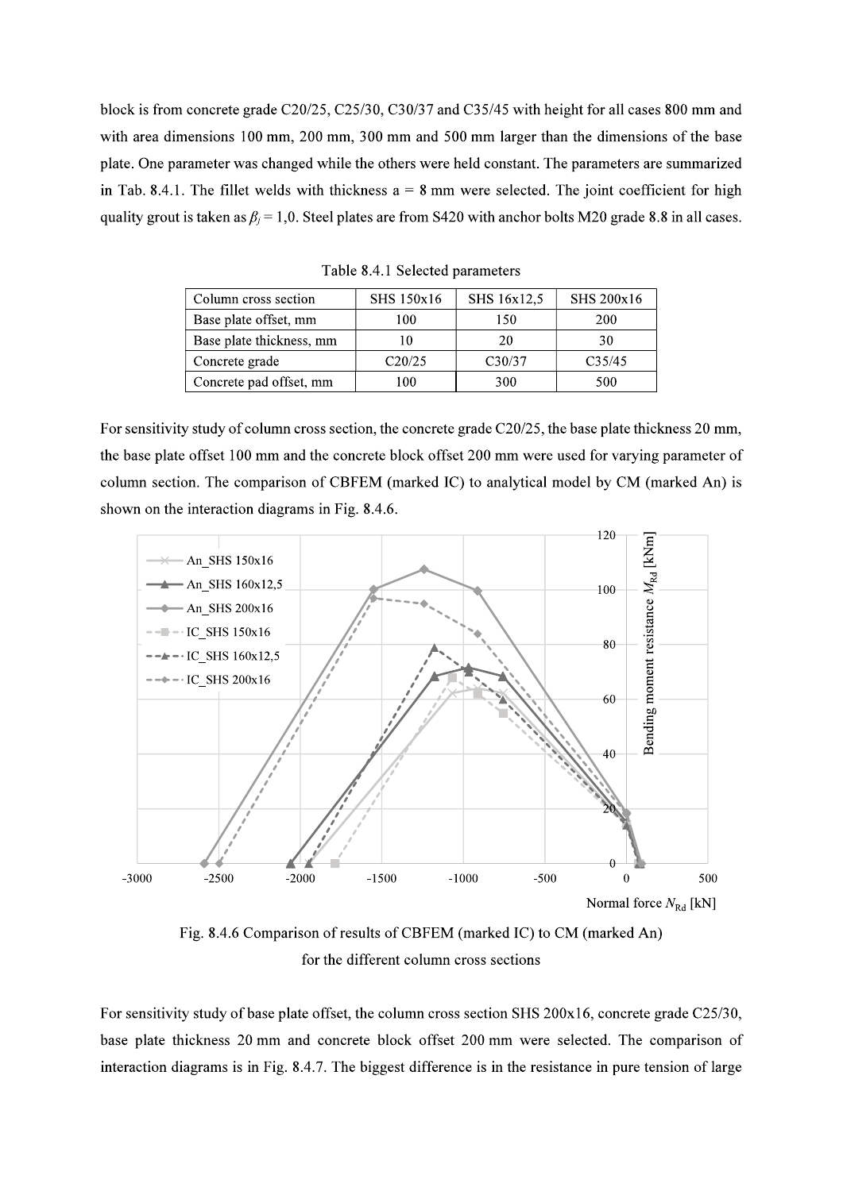block is from concrete grade C20/25, C25/30, C30/37 and C35/45 with height for all cases 800 mm and with area dimensions 100 mm, 200 mm, 300 mm and 500 mm larger than the dimensions of the base plate. One parameter was changed while the others were held constant. The parameters are summarized in Tab. 8.4.1. The fillet welds with thickness a = 8 mm were selected. The joint coefficient for high quality grout is taken as $\beta_j = 1,0$. Steel plates are from S420 with anchor bolts M20 grade 8.8 in all cases.

Table 8.4.1 Selected parameters

| Column cross section | SHS 150x16 | SHS 16x12,5 | SHS 200x16 |
|---|---|---|---|
| Base plate offset, mm | 100 | 150 | 200 |
| Base plate thickness, mm | 10 | 20 | 30 |
| Concrete grade | C20/25 | C30/37 | C35/45 |
| Concrete pad offset, mm | 100 | 300 | 500 |

For sensitivity study of column cross section, the concrete grade C20/25, the base plate thickness 20 mm, the base plate offset 100 mm and the concrete block offset 200 mm were used for varying parameter of column section. The comparison of CBFEM (marked IC) to analytical model by CM (marked An) is shown on the interaction diagrams in Fig. 8.4.6.

Fig. 8.4.6 Comparison of results of CBFEM (marked IC) to CM (marked An) for the different column cross sections

For sensitivity study of base plate offset, the column cross section SHS 200x16, concrete grade C25/30, base plate thickness 20 mm and concrete block offset 200 mm were selected. The comparison of interaction diagrams is in Fig. 8.4.7. The biggest difference is in the resistance in pure tension of large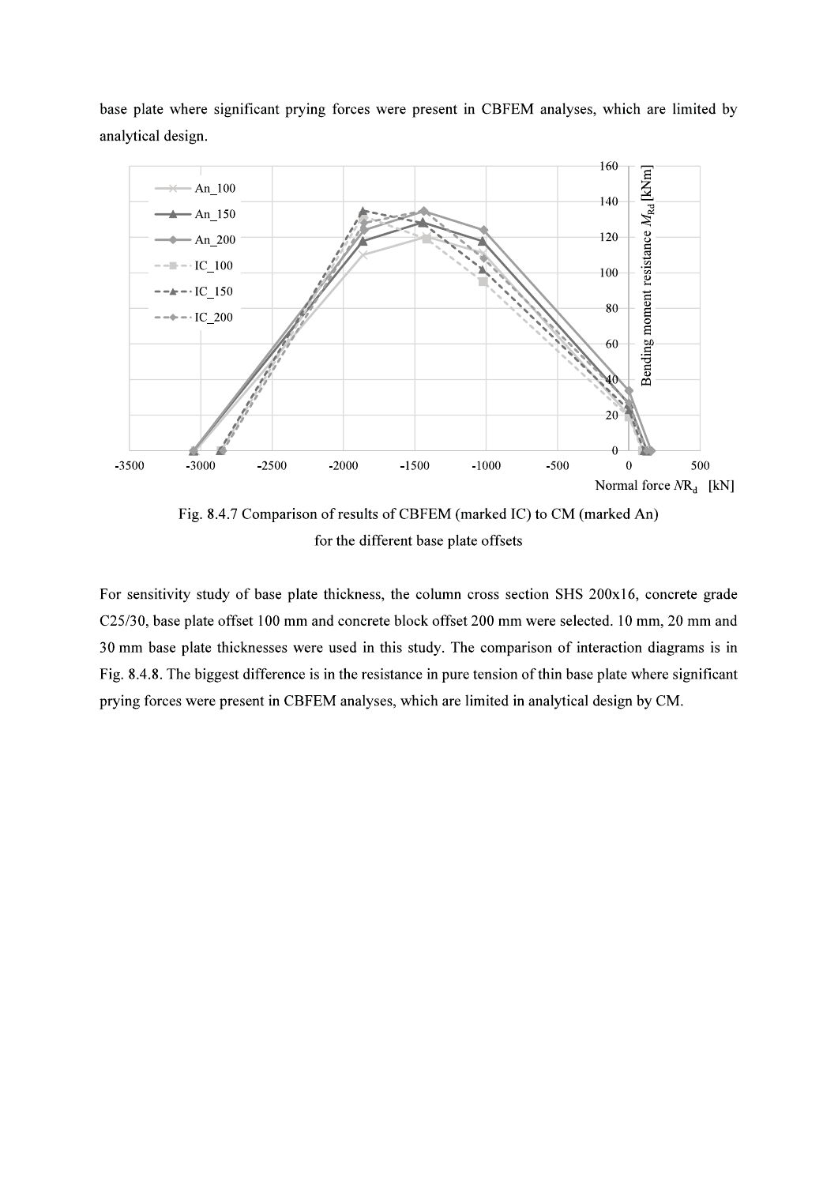base plate where significant prying forces were present in CBFEM analyses, which are limited by analytical design.

Fig. 8.4.7 Comparison of results of CBFEM (marked IC) to CM (marked An) for the different base plate offsets

For sensitivity study of base plate thickness, the column cross section SHS 200x16, concrete grade C25/30, base plate offset 100 mm and concrete block offset 200 mm were selected. 10 mm, 20 mm and 30 mm base plate thicknesses were used in this study. The comparison of interaction diagrams is in Fig. 8.4.8. The biggest difference is in the resistance in pure tension of thin base plate where significant prying forces were present in CBFEM analyses, which are limited in analytical design by CM.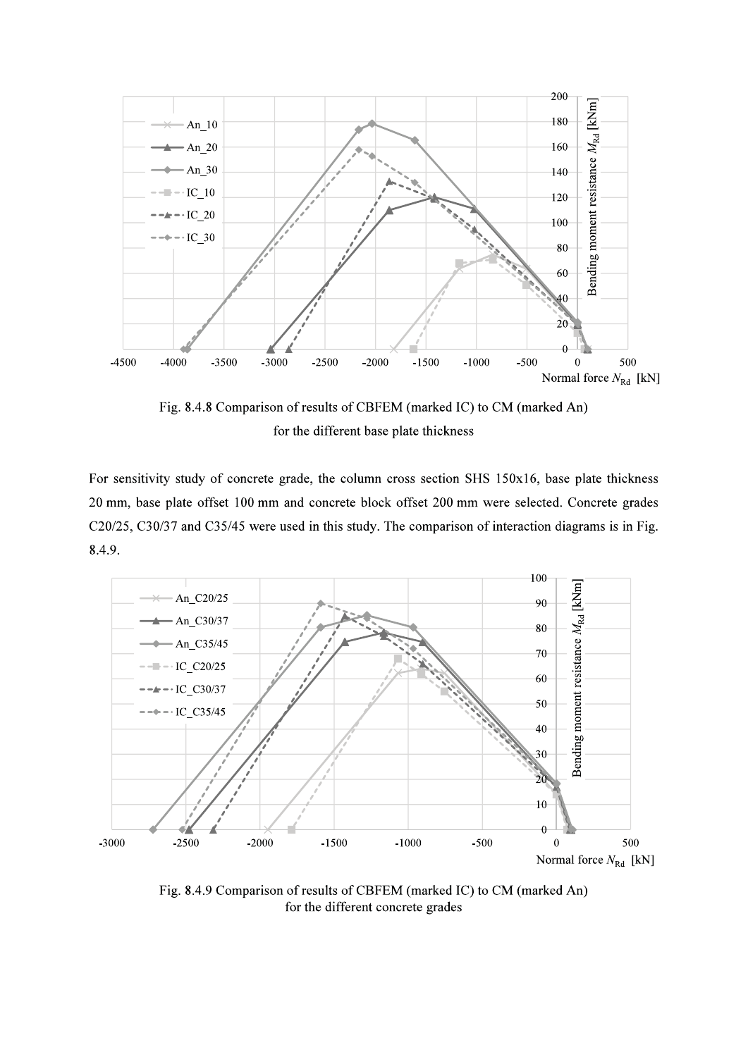Fig. 8.4.8 Comparison of results of CBFEM (marked IC) to CM (marked An) for the different base plate thickness

For sensitivity study of concrete grade, the column cross section SHS 150x16, base plate thickness 20 mm, base plate offset 100 mm and concrete block offset 200 mm were selected. Concrete grades C20/25, C30/37 and C35/45 were used in this study. The comparison of interaction diagrams is in Fig. 8.4.9.

Fig. 8.4.9 Comparison of results of CBFEM (marked IC) to CM (marked An) for the different concrete grades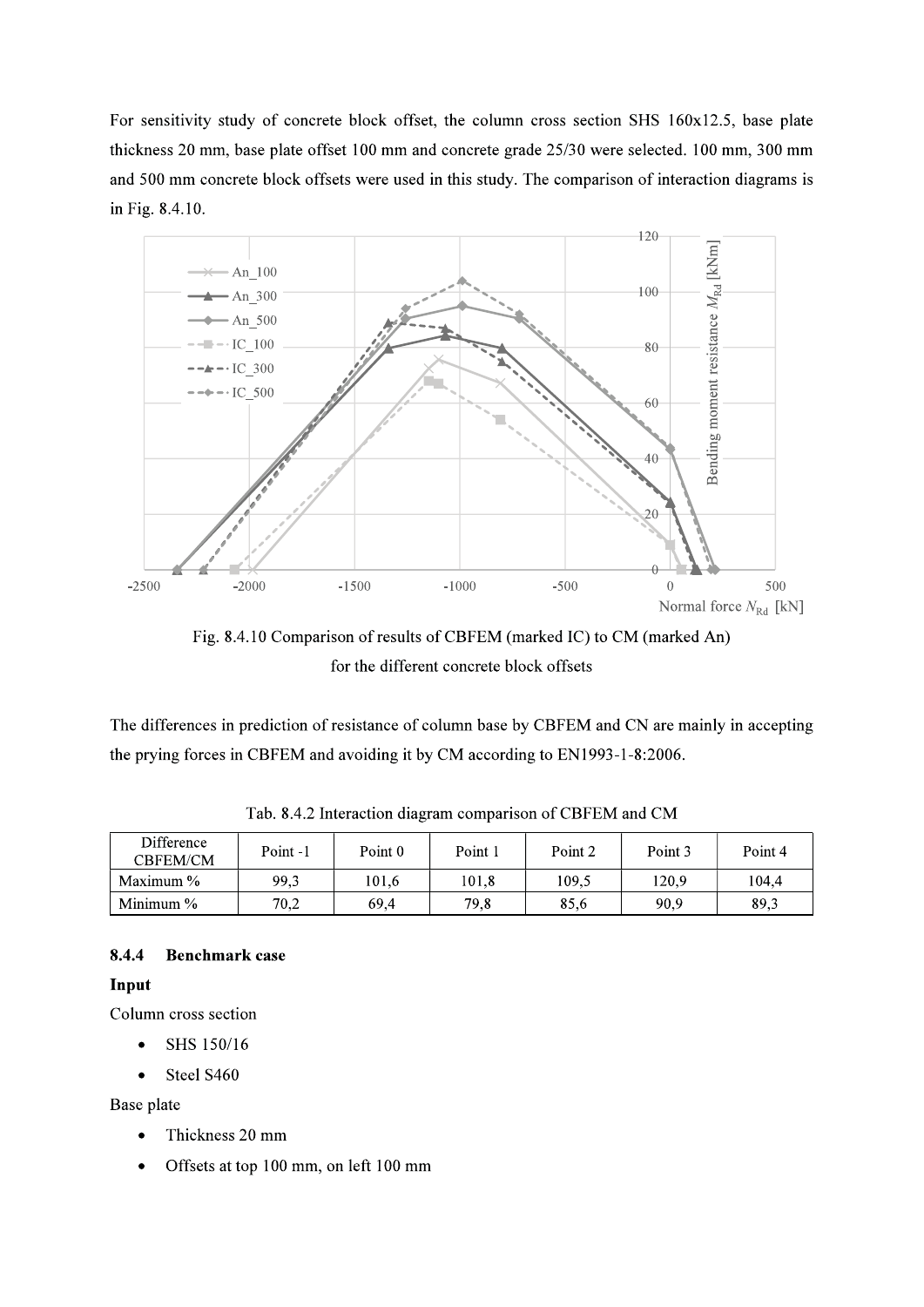For sensitivity study of concrete block offset, the column cross section SHS 160x12.5, base plate thickness 20 mm, base plate offset 100 mm and concrete grade 25/30 were selected. 100 mm, 300 mm and 500 mm concrete block offsets were used in this study. The comparison of interaction diagrams is in Fig. 8.4.10.

Fig. 8.4.10 Comparison of results of CBFEM (marked IC) to CM (marked An) for the different concrete block offsets

The differences in prediction of resistance of column base by CBFEM and CN are mainly in accepting the prying forces in CBFEM and avoiding it by CM according to EN1993-1-8:2006.

Tab. 8.4.2 Interaction diagram comparison of CBFEM and CM

| Difference CBFEM/CM | Point -1 | Point 0 | Point 1 | Point 2 | Point 3 | Point 4 |
|---|---|---|---|---|---|---|
| Maximum % | 99,3 | 101,6 | 101,8 | 109,5 | 120,9 | 104,4 |
| Minimum % | 70,2 | 69,4 | 79,8 | 85,6 | 90,9 | 89,3 |

### 8.4.4 Benchmark case

**Input**

Column cross section

- SHS 150/16
- Steel S460

Base plate

- Thickness 20 mm
- Offsets at top 100 mm, on left 100 mm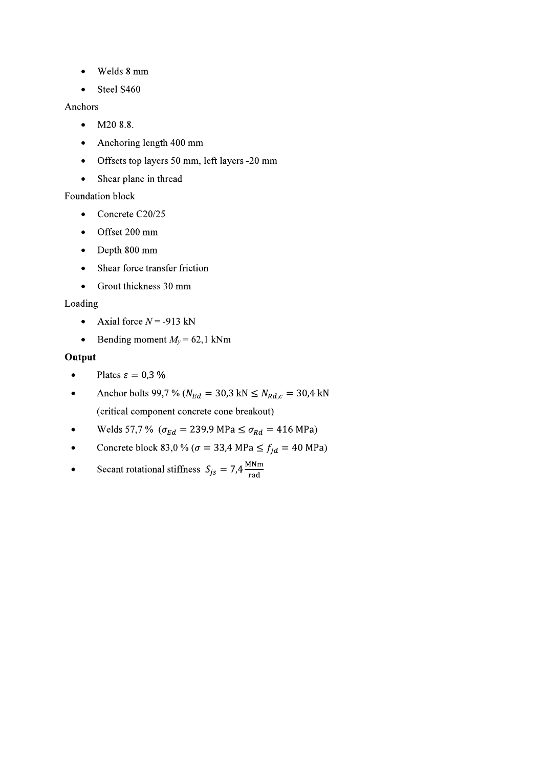- Welds 8 mm
- Steel S460

Anchors

- M20 8.8.
- Anchoring length 400 mm
- Offsets top layers 50 mm, left layers -20 mm
- Shear plane in thread

Foundation block

- Concrete C20/25
- Offset 200 mm
- Depth 800 mm
- Shear force transfer friction
- Grout thickness 30 mm

Loading

- Axial force $N$ = -913 kN
- Bending moment $M_y$ = 62,1 kNm

**Output**

- Plates $\varepsilon = 0{,}3$ %
- Anchor bolts 99,7 % ($N_{Ed} = 30{,}3$ kN $\leq N_{Rd,c} = 30{,}4$ kN (critical component concrete cone breakout)
- Welds 57,7 % ($\sigma_{Ed} = 239.9$ MPa $\leq \sigma_{Rd} = 416$ MPa)
- Concrete block 83,0 % ($\sigma = 33{,}4$ MPa $\leq f_{jd} = 40$ MPa)
- Secant rotational stiffness $S_{js} = 7{,}4 \frac{\text{MNm}}{\text{rad}}$